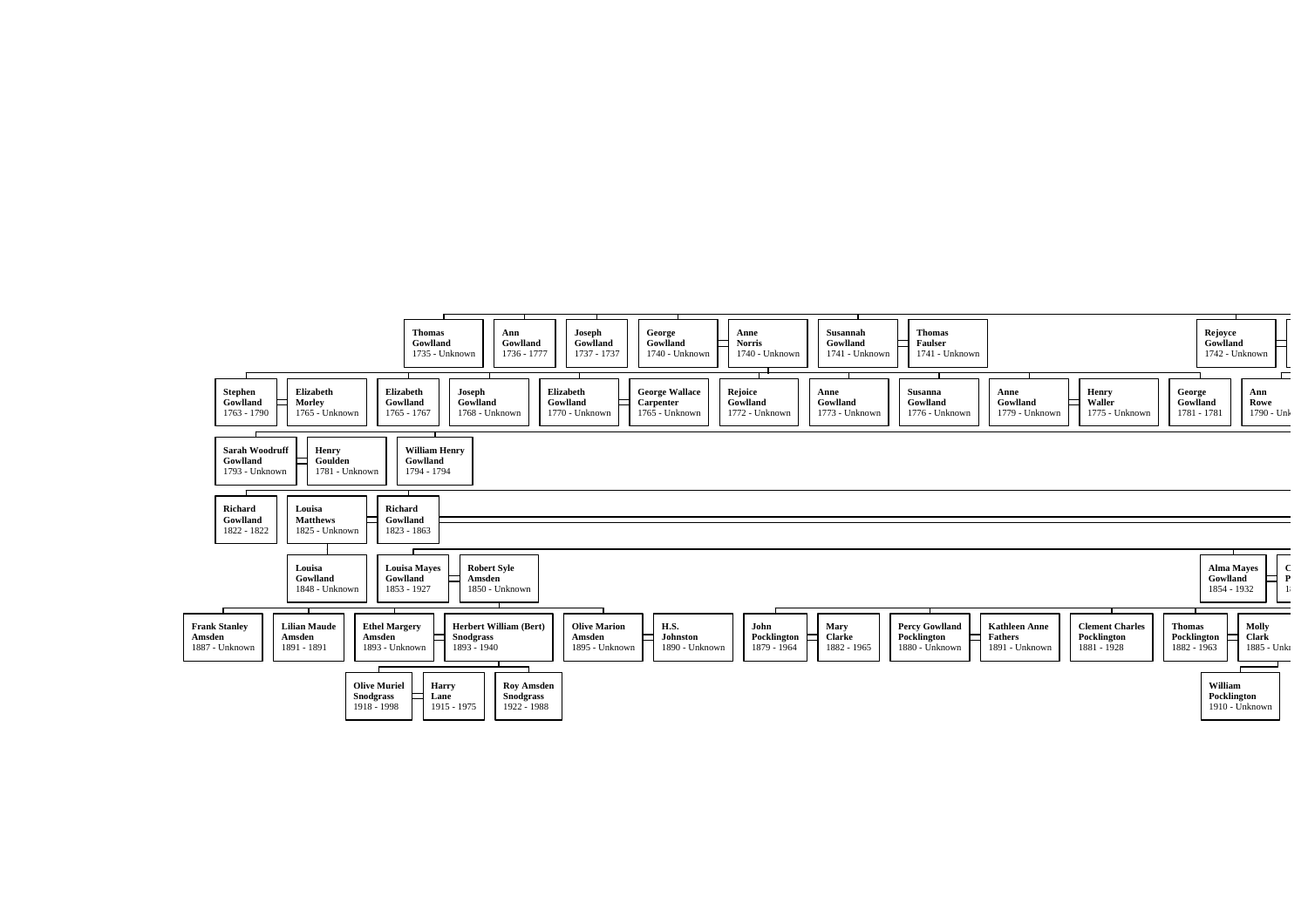**Thomas Gowlland** 1735 - Unknown

**Ann Gowlland** 1736 - 1777

**Joseph Gowlland** 1737 - 1737

**George Gowlland** 1740 - Unknown

**Anne Norris** 1740 - Unknown

**Susannah Gowlland** 1741 - Unknown

**Thomas Faulser** 1741 - Unknown

**Rejoyce Gowlland** 1742 - Unknown

**Stephen Gowlland** 1763 - 1790

**Elizabeth Morley** 1765 - Unknown

**Elizabeth Gowlland** 1765 - 1767

**Joseph Gowlland** 1768 - Unknown

**Elizabeth Gowlland** 1770 - Unknown

**George Wallace Carpenter** 1765 - Unknown

**Rejoice Gowlland** 1772 - Unknown

**Anne Gowlland** 1773 - Unknown

**Susanna Gowlland** 1776 - Unknown

**Anne Gowlland** 1779 - Unknown

**Henry Waller** 1775 - Unknown

**George Gowlland** 1781 - 1781

**Ann Rowe** 1790 - Unk

**Sarah Woodruff Gowlland** 1793 - Unknown

**Henry Goulden** 1781 - Unknown

**William Henry Gowlland** 1794 - 1794

**Richard Gowlland** 1822 - 1822

**Louisa Matthews** 1825 - Unknown

**Richard Gowlland** 1823 - 1863

**Louisa Gowlland** 1848 - Unknown

**Louisa Mayes Gowlland** 1853 - 1927

**Robert Syle Amsden** 1850 - Unknown

**Alma Mayes Gowlland** 1854 - 1932

**C P** 1

**Frank Stanley Amsden** 1887 - Unknown

**Lilian Maude Amsden** 1891 - 1891

**Ethel Margery Amsden** 1893 - Unknown

**Herbert William (Bert) Snodgrass** 1893 - 1940

**Olive Marion Amsden** 1895 - Unknown

**H.S. Johnston** 1890 - Unknown

**John Pocklington** 1879 - 1964

**Mary Clarke** 1882 - 1965

**Percy Gowlland Pocklington** 1880 - Unknown

**Kathleen Anne Fathers** 1891 - Unknown

**Clement Charles Pocklington** 1881 - 1928

**Thomas Pocklington** 1882 - 1963

**Molly Clark** 1885 - Unkn

**Olive Muriel Snodgrass** 1918 - 1998

**Harry Lane** 1915 - 1975

**Roy Amsden Snodgrass** 1922 - 1988

**William Pocklington** 1910 - Unknown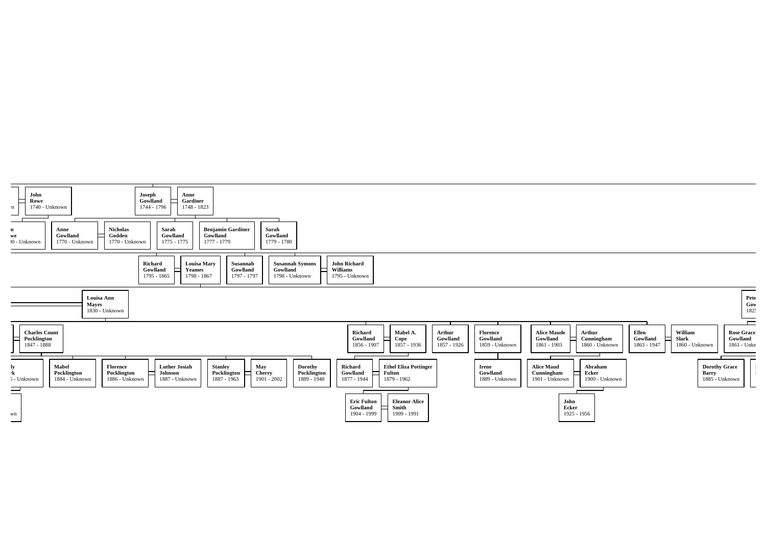John Rowe
1740 - Unknown

Joseph Gowlland
1744 - 1796

Anne Gardiner
1748 - 1823

Anne Gowlland
1770 - Unknown

Nicholas Godden
1770 - Unknown

Sarah Gowlland
1775 - 1775

Benjamin Gardiner Gowlland
1777 - 1779

Sarah Gowlland
1779 - 1780

Richard Gowlland
1795 - 1865

Louisa Mary Yeames
1798 - 1867

Susannah Gowlland
1797 - 1797

Susannah Symons Gowlland
1798 - Unknown

John Richard Williams
1795 - Unknown

Louisa Ann Mayes
1830 - Unknown

Charles Count Pocklington
1847 - 1888

Richard Gowlland
1856 - 1907

Mabel A. Cope
1857 - 1936

Arthur Gowlland
1857 - 1926

Florence Gowlland
1859 - Unknown

Alice Maude Gowlland
1861 - 1903

Arthur Cunningham
1860 - Unknown

Ellen Gowlland
1863 - 1947

William Slark
1860 - Unknown

Rose Grace Gowlland
1861 - Unkn

Mabel Pocklington
1884 - Unknown

Florence Pocklington
1886 - Unknown

Luther Josiah Johnson
1887 - Unknown

Stanley Pocklington
1887 - 1963

May Cherry
1901 - 2002

Dorothy Pocklington
1889 - 1948

Richard Gowlland
1877 - 1944

Ethel Eliza Pottinger Fulton
1879 - 1962

Irene Gowlland
1889 - Unknown

Alice Maud Cunningham
1901 - Unknown

Abraham Ecker
1900 - Unknown

Dorothy Grace Barry
1885 - Unknown

Eric Fulton Gowlland
1904 - 1999

Eleanor Alice Smith
1909 - 1991

John Ecker
1925 - 1956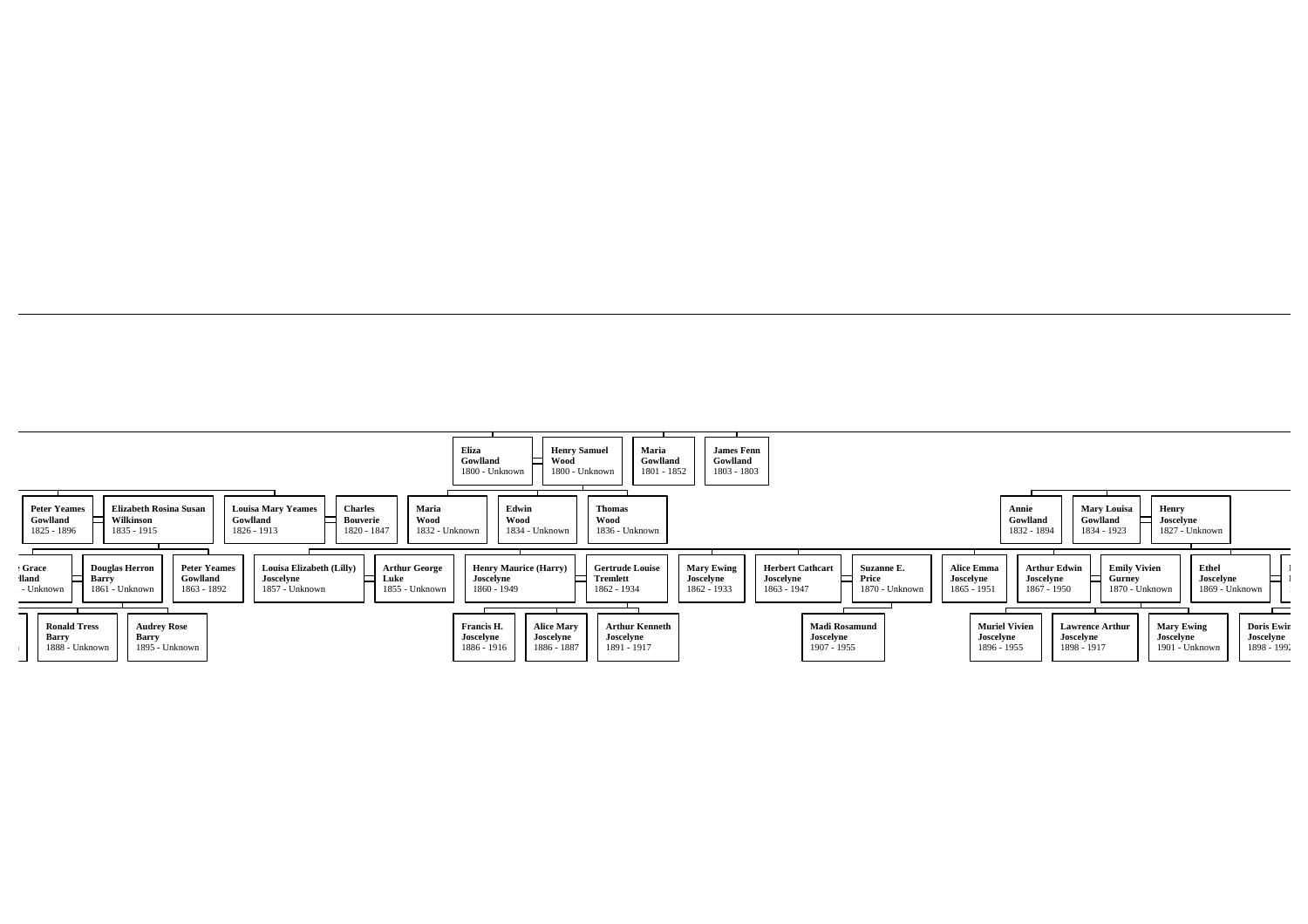Eliza Gowlland
1800 - Unknown

Henry Samuel Wood
1800 - Unknown

Maria Gowlland
1801 - 1852

James Fenn Gowlland
1803 - 1803

Peter Yeames Gowlland
1825 - 1896

Elizabeth Rosina Susan Wilkinson
1835 - 1915

Louisa Mary Yeames Gowlland
1826 - 1913

Charles Bouverie
1820 - 1847

Maria Wood
1832 - Unknown

Edwin Wood
1834 - Unknown

Thomas Wood
1836 - Unknown

Annie Gowlland
1832 - 1894

Mary Louisa Gowlland
1834 - 1923

Henry Joscelyne
1827 - Unknown

Grace
lland
- Unknown

Douglas Herron Barry
1861 - Unknown

Peter Yeames Gowlland
1863 - 1892

Louisa Elizabeth (Lilly) Joscelyne
1857 - Unknown

Arthur George Luke
1855 - Unknown

Henry Maurice (Harry) Joscelyne
1860 - 1949

Gertrude Louise Tremlett
1862 - 1934

Mary Ewing Joscelyne
1862 - 1933

Herbert Cathcart Joscelyne
1863 - 1947

Suzanne E. Price
1870 - Unknown

Alice Emma Joscelyne
1865 - 1951

Arthur Edwin Joscelyne
1867 - 1950

Emily Vivien Gurney
1870 - Unknown

Ethel Joscelyne
1869 - Unknown

Ronald Tress Barry
1888 - Unknown

Audrey Rose Barry
1895 - Unknown

Francis H. Joscelyne
1886 - 1916

Alice Mary Joscelyne
1886 - 1887

Arthur Kenneth Joscelyne
1891 - 1917

Madi Rosamund Joscelyne
1907 - 1955

Muriel Vivien Joscelyne
1896 - 1955

Lawrence Arthur Joscelyne
1898 - 1917

Mary Ewing Joscelyne
1901 - Unknown

Doris Ewin
Joscelyne
1898 - 1992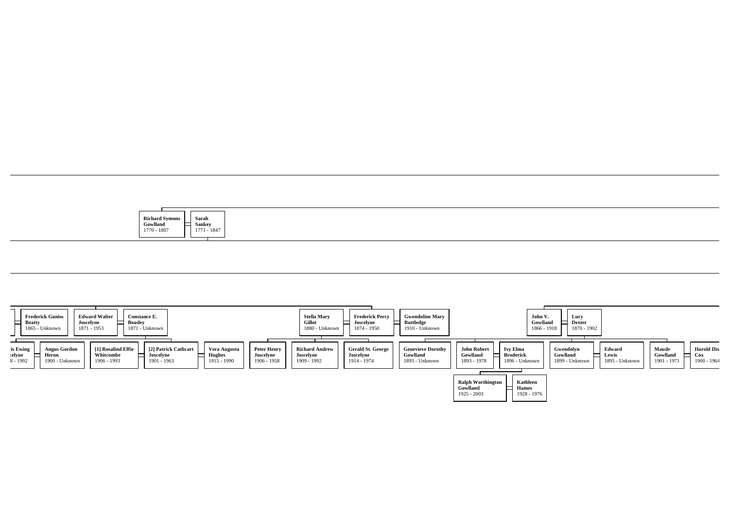**Richard Symons Gowlland**
1770 - 1807

**Sarah Sankey**
1771 - 1847

**Frederick Guniss Beatty**
1865 - Unknown

**Edward Walter Joscelyne**
1871 - 1953

**Constance E. Beasley**
1871 - Unknown

**Stella Mary Gillot**
1880 - Unknown

**Frederick Percy Joscelyne**
1874 - 1950

**Gwendoline Mary Ruttledge**
1910 - Unknown

**John V. Gowlland**
1866 - 1918

**Lucy Dexter**
1870 - 1902

**ris Ewing celyne**
8 - 1992

**Angus Gordon Heron**
1900 - Unknown

**[1] Rosalind Effie Whitcombe**
1906 - 1993

**[2] Patrick Cathcart Joscelyne**
1901 - 1963

**Vera Augusta Hughes**
1915 - 1990

**Peter Henry Joscelyne**
1906 - 1958

**Richard Andrew Joscelyne**
1909 - 1992

**Gerald St. George Joscelyne**
1914 - 1974

**Genevieve Dorothy Gowlland**
1893 - Unknown

**John Robert Gowlland**
1893 - 1978

**Ivy Elma Broderick**
1896 - Unknown

**Gwendolyn Gowlland**
1899 - Unknown

**Edward Lewis**
1895 - Unknown

**Maude Gowlland**
1901 - 1971

**Harold Dix Cox**
1900 - 1964

**Ralph Worthington Gowlland**
1925 - 2003

**Kathleen Hames**
1928 - 1976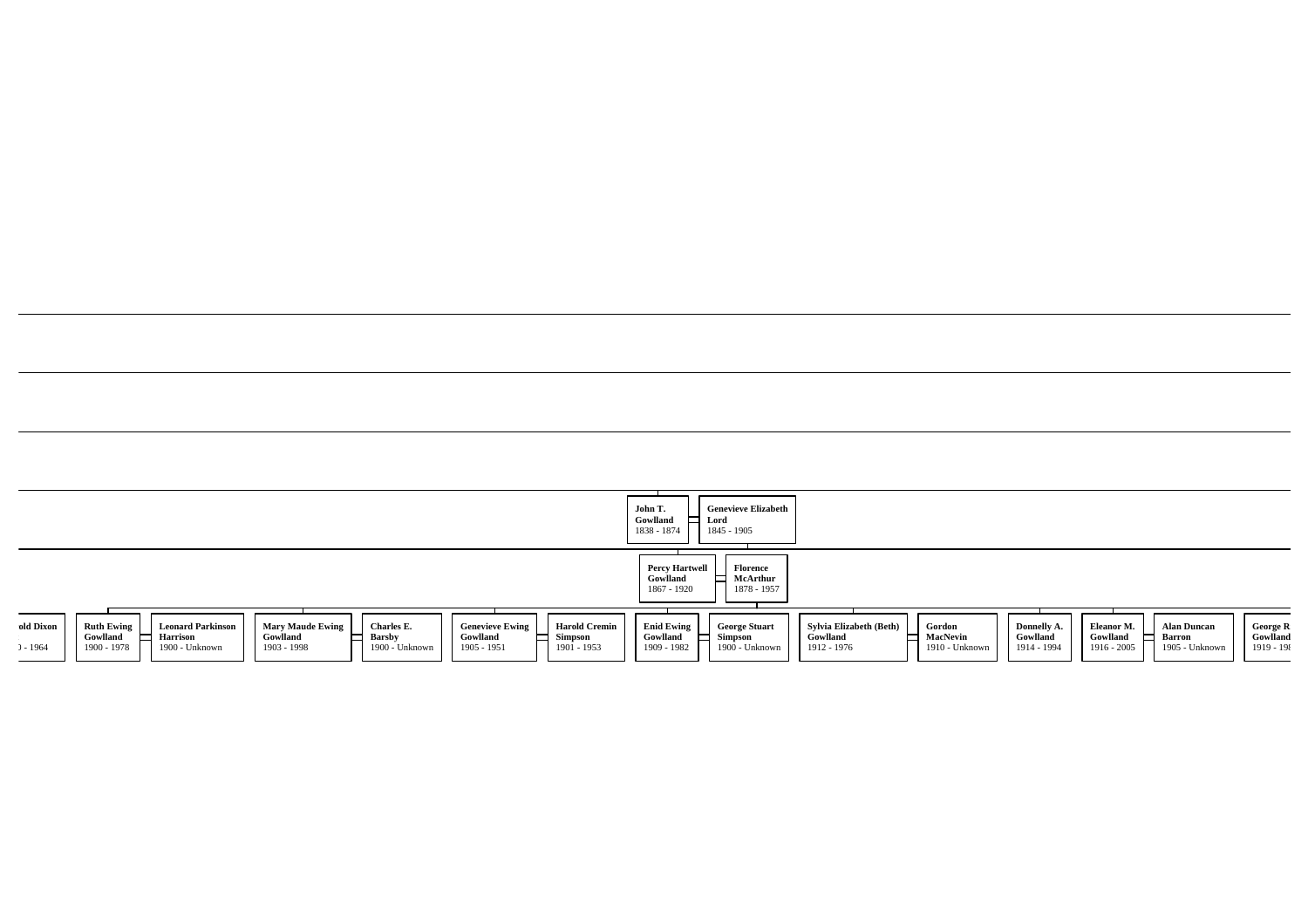**John T. Gowlland**
1838 - 1874

**Genevieve Elizabeth Lord**
1845 - 1905

**Percy Hartwell Gowlland**
1867 - 1920

**Florence McArthur**
1878 - 1957

**old Dixon**
) - 1964

**Ruth Ewing Gowlland**
1900 - 1978

**Leonard Parkinson Harrison**
1900 - Unknown

**Mary Maude Ewing Gowlland**
1903 - 1998

**Charles E. Barsby**
1900 - Unknown

**Genevieve Ewing Gowlland**
1905 - 1951

**Harold Cremin Simpson**
1901 - 1953

**Enid Ewing Gowlland**
1909 - 1982

**George Stuart Simpson**
1900 - Unknown

**Sylvia Elizabeth (Beth) Gowlland**
1912 - 1976

**Gordon MacNevin**
1910 - Unknown

**Donnelly A. Gowlland**
1914 - 1994

**Eleanor M. Gowlland**
1916 - 2005

**Alan Duncan Barron**
1905 - Unknown

**George R Gowlland**
1919 - 19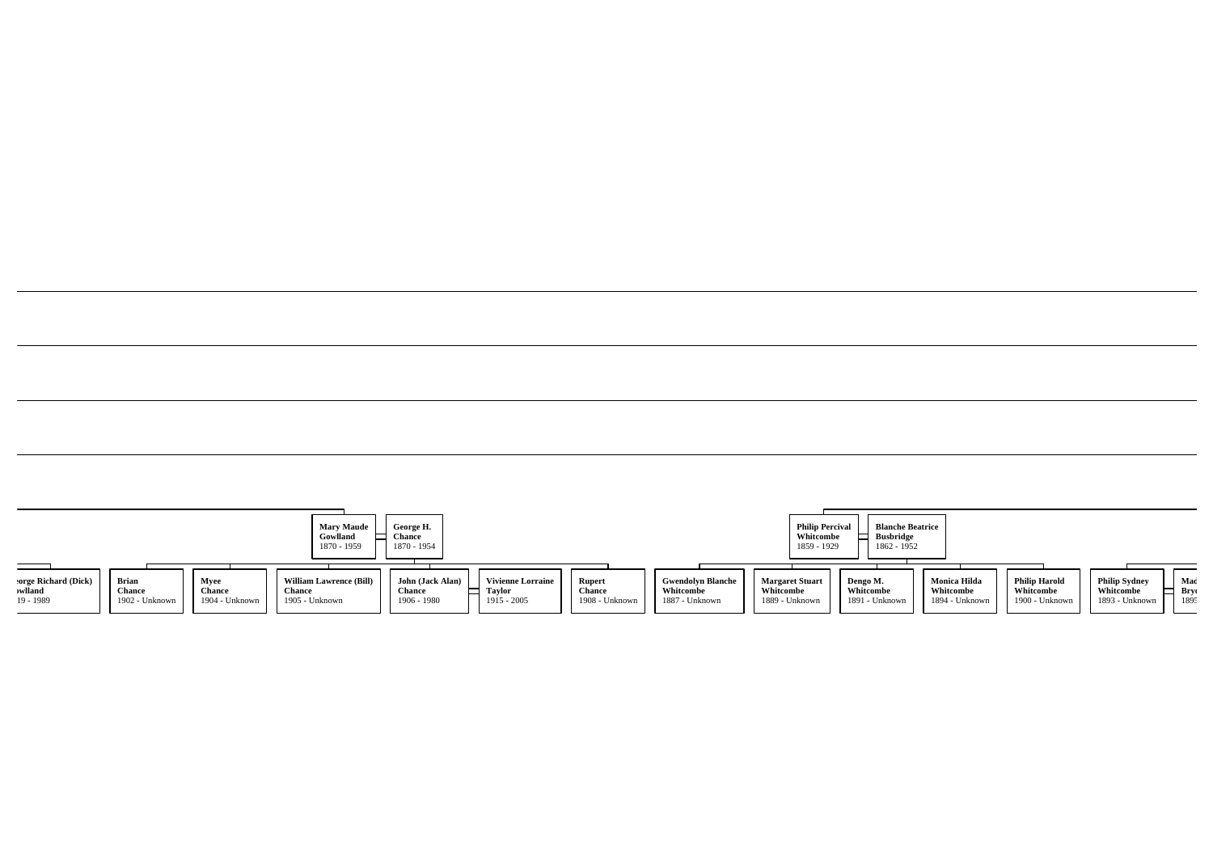**Mary Maude Gowlland**
1870 - 1959

**George H. Chance**
1870 - 1954

**Philip Percival Whitcombe**
1859 - 1929

**Blanche Beatrice Busbridge**
1862 - 1952

**eorge Richard (Dick) owlland**
19 - 1989

**Brian Chance**
1902 - Unknown

**Myee Chance**
1904 - Unknown

**William Lawrence (Bill) Chance**
1905 - Unknown

**John (Jack Alan) Chance**
1906 - 1980

**Vivienne Lorraine Taylor**
1915 - 2005

**Rupert Chance**
1908 - Unknown

**Gwendolyn Blanche Whitcombe**
1887 - Unknown

**Margaret Stuart Whitcombe**
1889 - Unknown

**Dengo M. Whitcombe**
1891 - Unknown

**Monica Hilda Whitcombe**
1894 - Unknown

**Philip Harold Whitcombe**
1900 - Unknown

**Philip Sydney Whitcombe**
1893 - Unknown

**Mad Bry**
189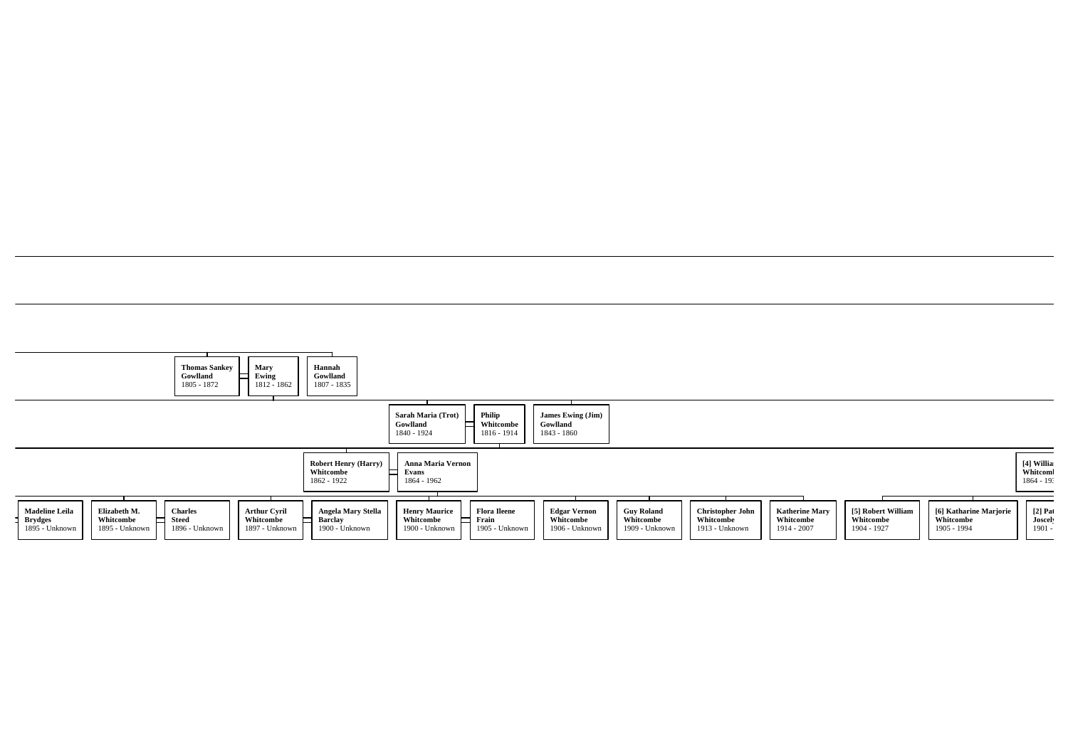**Thomas Sankey Gowlland**
1805 - 1872

**Mary Ewing**
1812 - 1862

**Hannah Gowlland**
1807 - 1835

**Sarah Maria (Trot) Gowlland**
1840 - 1924

**Philip Whitcombe**
1816 - 1914

**James Ewing (Jim) Gowlland**
1843 - 1860

**Robert Henry (Harry) Whitcombe**
1862 - 1922

**Anna Maria Vernon Evans**
1864 - 1962

**[4] Willia Whitcomb**
1864 - 19

**Madeline Leila Brydges**
1895 - Unknown

**Elizabeth M. Whitcombe**
1895 - Unknown

**Charles Steed**
1896 - Unknown

**Arthur Cyril Whitcombe**
1897 - Unknown

**Angela Mary Stella Barclay**
1900 - Unknown

**Henry Maurice Whitcombe**
1900 - Unknown

**Flora Ileene Frain**
1905 - Unknown

**Edgar Vernon Whitcombe**
1906 - Unknown

**Guy Roland Whitcombe**
1909 - Unknown

**Christopher John Whitcombe**
1913 - Unknown

**Katherine Mary Whitcombe**
1914 - 2007

**[5] Robert William Whitcombe**
1904 - 1927

**[6] Katharine Marjorie Whitcombe**
1905 - 1994

**[2] Pat Joscel**
1901 -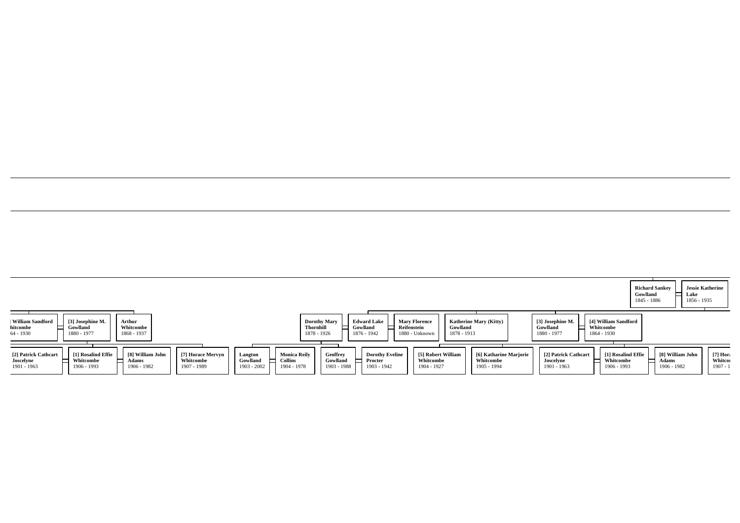Richard Sankey Gowlland
1845 - 1886

Jessie Katherine Lake
1856 - 1935

| William Sandford Whitcombe
64 - 1930

[3] Josephine M. Gowlland
1880 - 1977

Arthur Whitcombe
1868 - 1937

Dorothy Mary Thornhill
1878 - 1926

Edward Lake Gowlland
1876 - 1942

Mary Florence Reifenstein
1880 - Unknown

Katherine Mary (Kitty) Gowlland
1878 - 1913

[3] Josephine M. Gowlland
1880 - 1977

[4] William Sandford Whitcombe
1864 - 1930

[2] Patrick Cathcart Joscelyne
1901 - 1963

[1] Rosalind Effie Whitcombe
1906 - 1993

[8] William John Adams
1906 - 1982

[7] Horace Mervyn Whitcombe
1907 - 1989

Langton Gowlland
1903 - 2002

Monica Reily Collins
1904 - 1978

Geoffrey Gowlland
1903 - 1988

Dorothy Eveline Procter
1903 - 1942

[5] Robert William Whitcombe
1904 - 1927

[6] Katharine Marjorie Whitcombe
1905 - 1994

[2] Patrick Cathcart Joscelyne
1901 - 1963

[1] Rosalind Effie Whitcombe
1906 - 1993

[8] William John Adams
1906 - 1982

[7] Hora Whitco
1907 - 1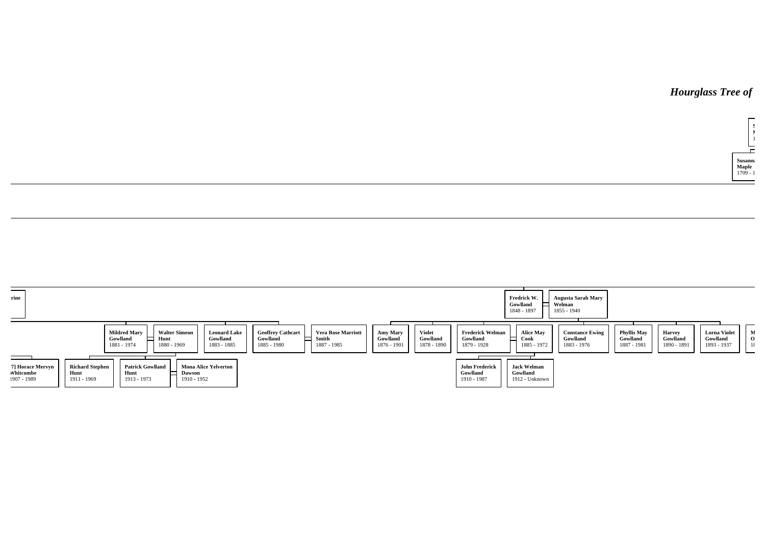*Hourglass Tree of*

S
M
1

Susanna
Maple
1709 - 1

rine

**Fredrick W. Gowlland**
1848 - 1897

**Augusta Sarah Mary Welman**
1855 - 1940

**Mildred Mary Gowlland**
1881 - 1974

**Walter Simeon Hunt**
1880 - 1969

**Leonard Lake Gowlland**
1883 - 1885

**Geoffrey Cathcart Gowlland**
1885 - 1980

**Vera Rose Marriott Smith**
1887 - 1985

**Amy Mary Gowlland**
1876 - 1901

**Violet Gowlland**
1878 - 1890

**Frederick Welman Gowlland**
1879 - 1928

**Alice May Cook**
1885 - 1972

**Constance Ewing Gowlland**
1883 - 1976

**Phyllis May Gowlland**
1887 - 1981

**Harvey Gowlland**
1890 - 1891

**Lorna Violet Gowlland**
1893 - 1937

M
O
18

7] Horace Mervyn
Whitcombe
1907 - 1989

**Richard Stephen Hunt**
1911 - 1969

**Patrick Gowlland Hunt**
1913 - 1973

**Mona Alice Yelverton Dawson**
1910 - 1952

**John Frederick Gowlland**
1910 - 1987

**Jack Welman Gowlland**
1912 - Unknown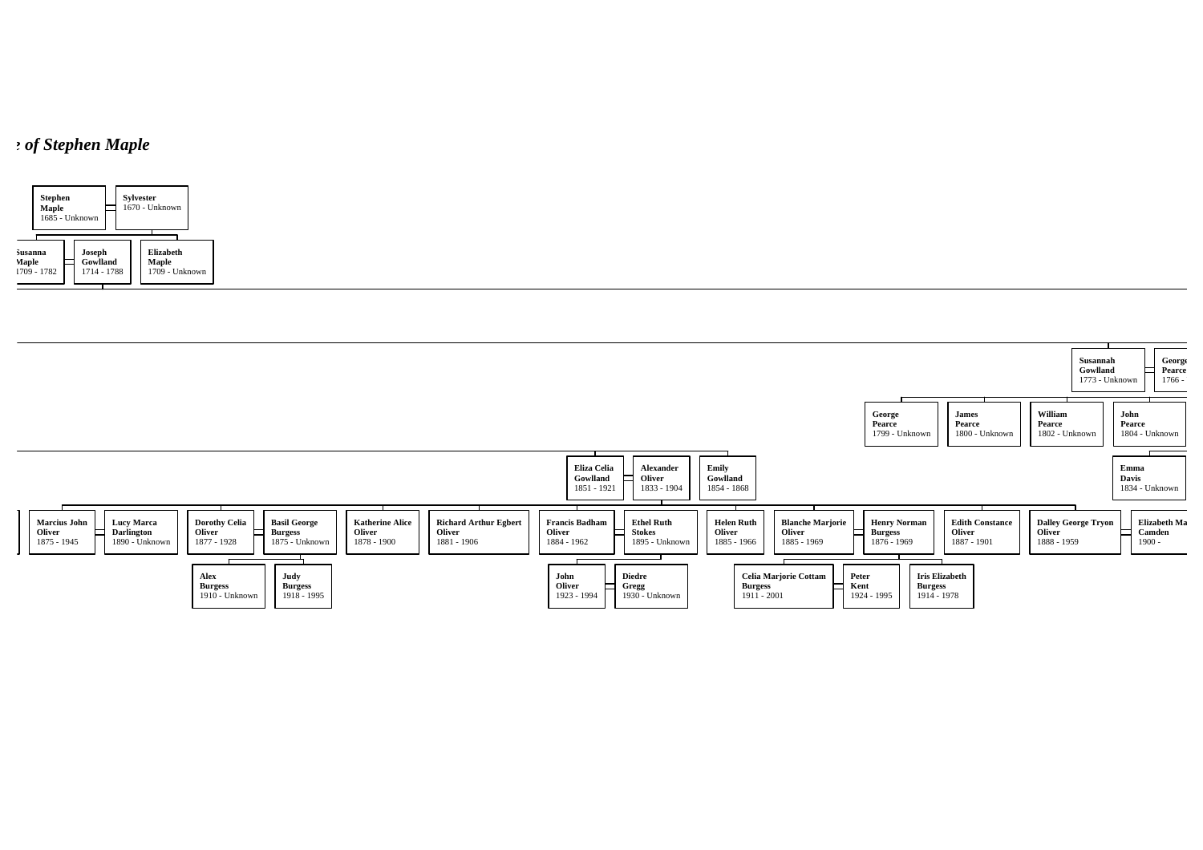## *e of Stephen Maple*

**Stephen Maple** 1685 - Unknown — **Sylvester** 1670 - Unknown

**Susanna Maple** 1709 - 1782 — **Joseph Gowlland** 1714 - 1788

**Elizabeth Maple** 1709 - Unknown

**Susannah Gowlland** 1773 - Unknown — **George Pearce** 1766 -

**George Pearce** 1799 - Unknown

**James Pearce** 1800 - Unknown

**William Pearce** 1802 - Unknown

**John Pearce** 1804 - Unknown — **Emma Davis** 1834 - Unknown

**Eliza Celia Gowlland** 1851 - 1921 — **Alexander Oliver** 1833 - 1904

**Emily Gowlland** 1854 - 1868

**Marcius John Oliver** 1875 - 1945 — **Lucy Marca Darlington** 1890 - Unknown

**Dorothy Celia Oliver** 1877 - 1928 — **Basil George Burgess** 1875 - Unknown

**Alex Burgess** 1910 - Unknown

**Judy Burgess** 1918 - 1995

**Katherine Alice Oliver** 1878 - 1900

**Richard Arthur Egbert Oliver** 1881 - 1906

**Francis Badham Oliver** 1884 - 1962 — **Ethel Ruth Stokes** 1895 - Unknown

**John Oliver** 1923 - 1994 — **Diedre Gregg** 1930 - Unknown

**Helen Ruth Oliver** 1885 - 1966

**Blanche Marjorie Oliver** 1885 - 1969 — **Henry Norman Burgess** 1876 - 1969

**Celia Marjorie Cottam Burgess** 1911 - 2001 — **Peter Kent** 1924 - 1995

**Iris Elizabeth Burgess** 1914 - 1978

**Edith Constance Oliver** 1887 - 1901

**Dalley George Tryon Oliver** 1888 - 1959 — **Elizabeth Ma Camden** 1900 -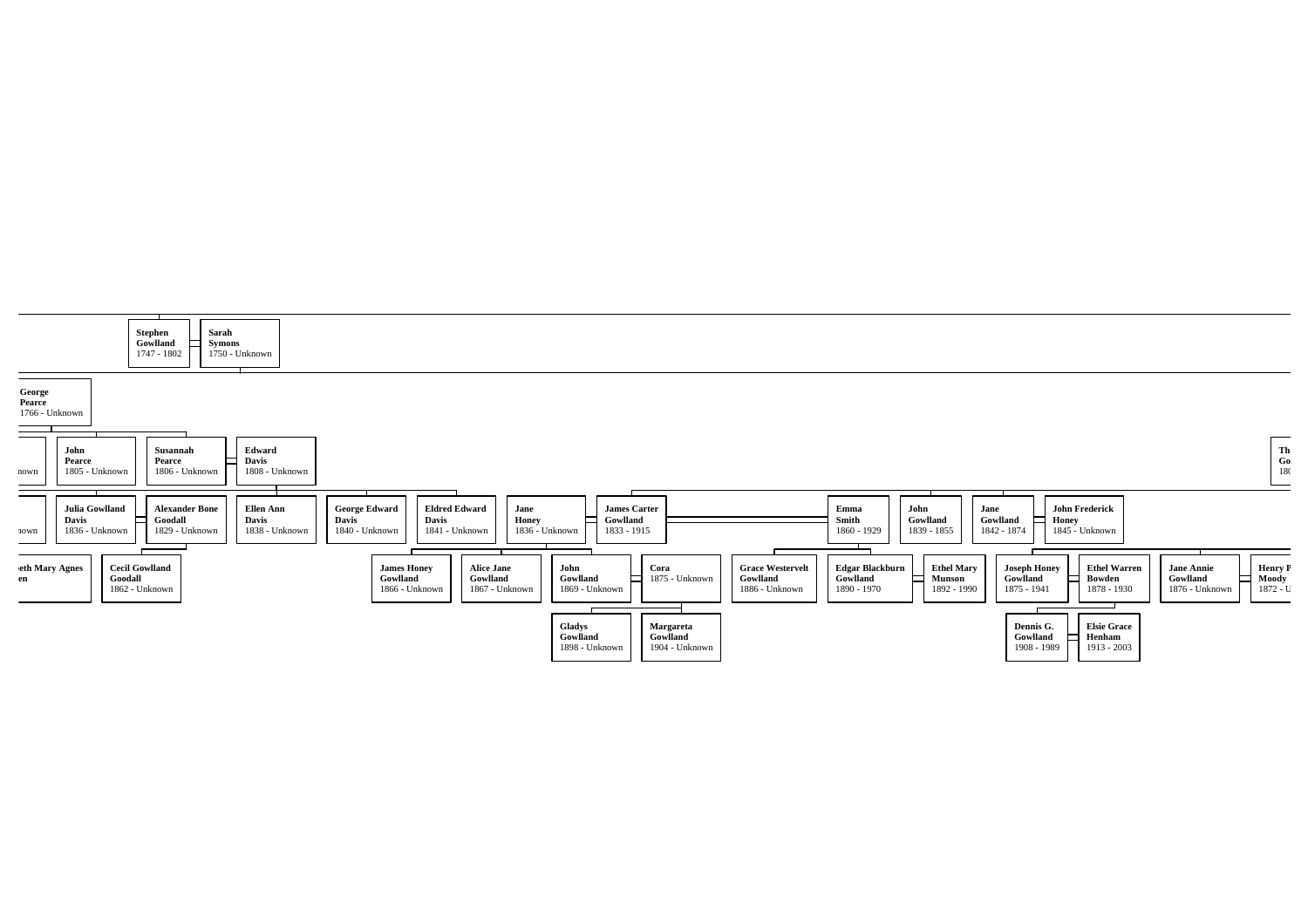**Stephen Gowlland**
1747 - 1802

**Sarah Symons**
1750 - Unknown

**George Pearce**
1766 - Unknown

nown

**John Pearce**
1805 - Unknown

**Susannah Pearce**
1806 - Unknown

**Edward Davis**
1808 - Unknown

**Th Go**
180

nown

**Julia Gowlland Davis**
1836 - Unknown

**Alexander Bone Goodall**
1829 - Unknown

**Ellen Ann Davis**
1838 - Unknown

**George Edward Davis**
1840 - Unknown

**Eldred Edward Davis**
1841 - Unknown

**Jane Honey**
1836 - Unknown

**James Carter Gowlland**
1833 - 1915

**Emma Smith**
1860 - 1929

**John Gowlland**
1839 - 1855

**Jane Gowlland**
1842 - 1874

**John Frederick Honey**
1845 - Unknown

**eth Mary Agnes en**

**Cecil Gowlland Goodall**
1862 - Unknown

**James Honey Gowlland**
1866 - Unknown

**Alice Jane Gowlland**
1867 - Unknown

**John Gowlland**
1869 - Unknown

**Cora**
1875 - Unknown

**Grace Westervelt Gowlland**
1886 - Unknown

**Edgar Blackburn Gowlland**
1890 - 1970

**Ethel Mary Munson**
1892 - 1990

**Joseph Honey Gowlland**
1875 - 1941

**Ethel Warren Bowden**
1878 - 1930

**Jane Annie Gowlland**
1876 - Unknown

**Henry F Moody**
1872 - U

**Gladys Gowlland**
1898 - Unknown

**Margareta Gowlland**
1904 - Unknown

**Dennis G. Gowlland**
1908 - 1989

**Elsie Grace Henham**
1913 - 2003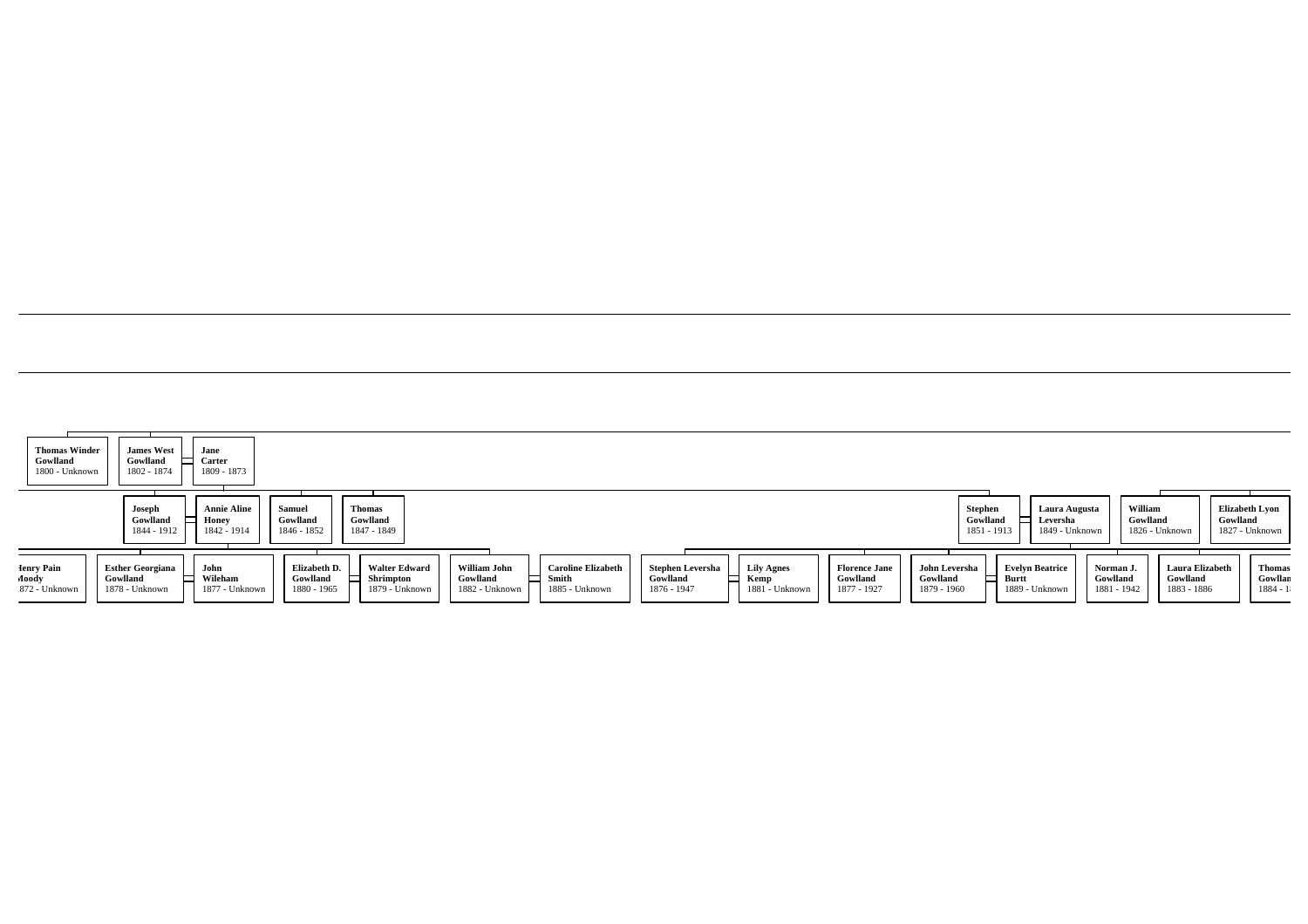**Thomas Winder Gowlland**
1800 - Unknown

**James West Gowlland**
1802 - 1874

**Jane Carter**
1809 - 1873

**Joseph Gowlland**
1844 - 1912

**Annie Aline Honey**
1842 - 1914

**Samuel Gowlland**
1846 - 1852

**Thomas Gowlland**
1847 - 1849

**Stephen Gowlland**
1851 - 1913

**Laura Augusta Leversha**
1849 - Unknown

**William Gowlland**
1826 - Unknown

**Elizabeth Lyon Gowlland**
1827 - Unknown

**Henry Pain Moody**
1872 - Unknown

**Esther Georgiana Gowlland**
1878 - Unknown

**John Wileham**
1877 - Unknown

**Elizabeth D. Gowlland**
1880 - 1965

**Walter Edward Shrimpton**
1879 - Unknown

**William John Gowlland**
1882 - Unknown

**Caroline Elizabeth Smith**
1885 - Unknown

**Stephen Leversha Gowlland**
1876 - 1947

**Lily Agnes Kemp**
1881 - Unknown

**Florence Jane Gowlland**
1877 - 1927

**John Leversha Gowlland**
1879 - 1960

**Evelyn Beatrice Burtt**
1889 - Unknown

**Norman J. Gowlland**
1881 - 1942

**Laura Elizabeth Gowlland**
1883 - 1886

**Thomas Gowlland**
1884 - 1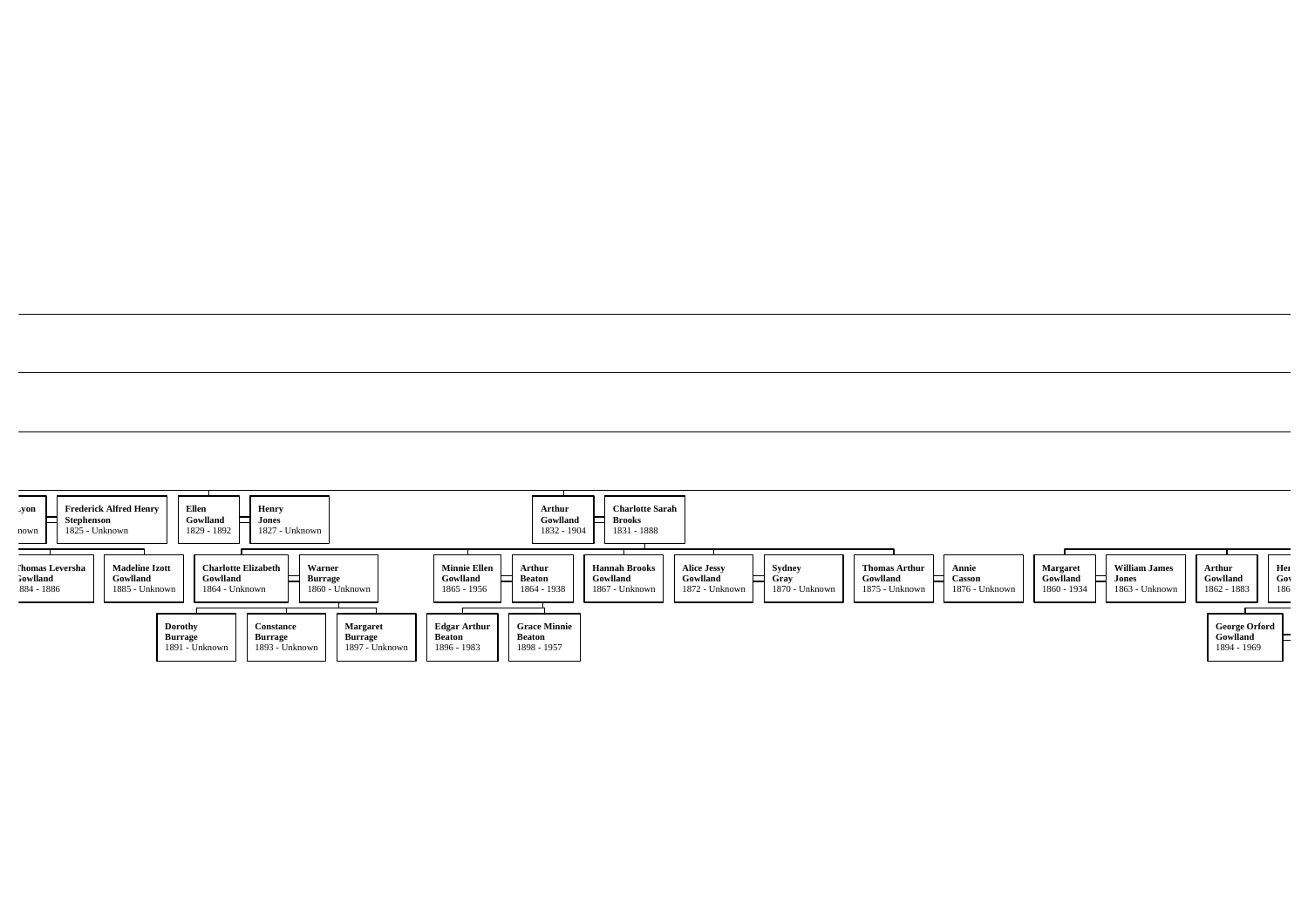Lyon
nown

**Frederick Alfred Henry Stephenson**
1825 - Unknown

**Ellen Gowlland**
1829 - 1892

**Henry Jones**
1827 - Unknown

**Arthur Gowlland**
1832 - 1904

**Charlotte Sarah Brooks**
1831 - 1888

**Thomas Leversha Gowlland**
1884 - 1886

**Madeline Izott Gowlland**
1885 - Unknown

**Charlotte Elizabeth Gowlland**
1864 - Unknown

**Warner Burrage**
1860 - Unknown

**Minnie Ellen Gowlland**
1865 - 1956

**Arthur Beaton**
1864 - 1938

**Hannah Brooks Gowlland**
1867 - Unknown

**Alice Jessy Gowlland**
1872 - Unknown

**Sydney Gray**
1870 - Unknown

**Thomas Arthur Gowlland**
1875 - Unknown

**Annie Casson**
1876 - Unknown

**Margaret Gowlland**
1860 - 1934

**William James Jones**
1863 - Unknown

**Arthur Gowlland**
1862 - 1883

**Her Gov**
186

**Dorothy Burrage**
1891 - Unknown

**Constance Burrage**
1893 - Unknown

**Margaret Burrage**
1897 - Unknown

**Edgar Arthur Beaton**
1896 - 1983

**Grace Minnie Beaton**
1898 - 1957

**George Orford Gowlland**
1894 - 1969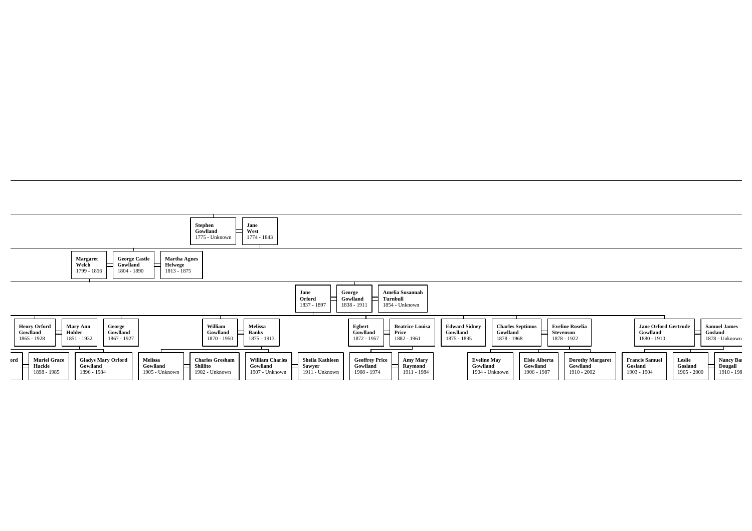**Stephen Gowlland**
1775 - Unknown

**Jane West**
1774 - 1843

**Margaret Welch**
1799 - 1856

**George Castle Gowlland**
1804 - 1890

**Martha Agnes Helwege**
1813 - 1875

**Jane Orford**
1837 - 1897

**George Gowlland**
1838 - 1911

**Amelia Susannah Turnbull**
1854 - Unknown

**Henry Orford Gowlland**
1865 - 1928

**Mary Ann Holder**
1851 - 1932

**George Gowlland**
1867 - 1927

**William Gowlland**
1870 - 1950

**Melissa Banks**
1875 - 1913

**Egbert Gowlland**
1872 - 1957

**Beatrice Louisa Price**
1882 - 1961

**Edward Sidney Gowlland**
1875 - 1895

**Charles Septimus Gowlland**
1878 - 1968

**Eveline Roselia Stevenson**
1878 - 1922

**Jane Orford Gertrude Gowlland**
1880 - 1910

**Samuel James Gosland**
1878 - Unknown

**ord**

**Muriel Grace Huckle**
1898 - 1985

**Gladys Mary Orford Gowlland**
1896 - 1984

**Melissa Gowlland**
1905 - Unknown

**Charles Gresham Shillito**
1902 - Unknown

**William Charles Gowlland**
1907 - Unknown

**Sheila Kathleen Sawyer**
1911 - Unknown

**Geoffrey Price Gowlland**
1908 - 1974

**Amy Mary Raymond**
1911 - 1984

**Eveline May Gowlland**
1904 - Unknown

**Elsie Alberta Gowlland**
1906 - 1987

**Dorothy Margaret Gowlland**
1910 - 2002

**Francis Samuel Gosland**
1903 - 1904

**Leslie Gosland**
1905 - 2000

**Nancy Bar Dougall**
1910 - 198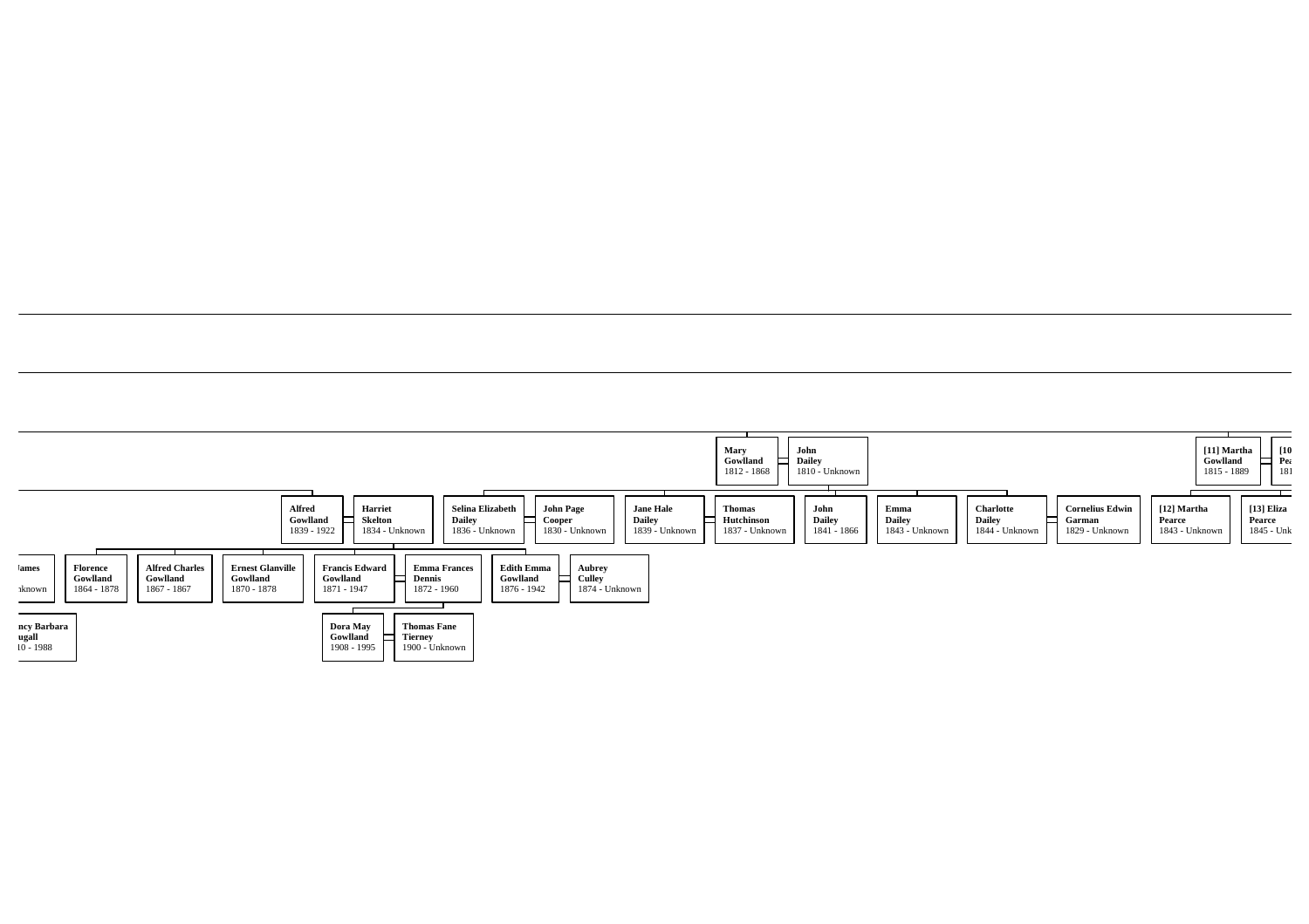**Mary Gowlland**
1812 - 1868

**John Dailey**
1810 - Unknown

**[11] Martha Gowlland**
1815 - 1889

**[10 Pea**
181

**Alfred Gowlland**
1839 - 1922

**Harriet Skelton**
1834 - Unknown

**Selina Elizabeth Dailey**
1836 - Unknown

**John Page Cooper**
1830 - Unknown

**Jane Hale Dailey**
1839 - Unknown

**Thomas Hutchinson**
1837 - Unknown

**John Dailey**
1841 - 1866

**Emma Dailey**
1843 - Unknown

**Charlotte Dailey**
1844 - Unknown

**Cornelius Edwin Garman**
1829 - Unknown

**[12] Martha Pearce**
1843 - Unknown

**[13] Eliza Pearce**
1845 - Unk

**James**
nknown

**Florence Gowlland**
1864 - 1878

**Alfred Charles Gowlland**
1867 - 1867

**Ernest Glanville Gowlland**
1870 - 1878

**Francis Edward Gowlland**
1871 - 1947

**Emma Frances Dennis**
1872 - 1960

**Edith Emma Gowlland**
1876 - 1942

**Aubrey Culley**
1874 - Unknown

**ncy Barbara ugall**
10 - 1988

**Dora May Gowlland**
1908 - 1995

**Thomas Fane Tierney**
1900 - Unknown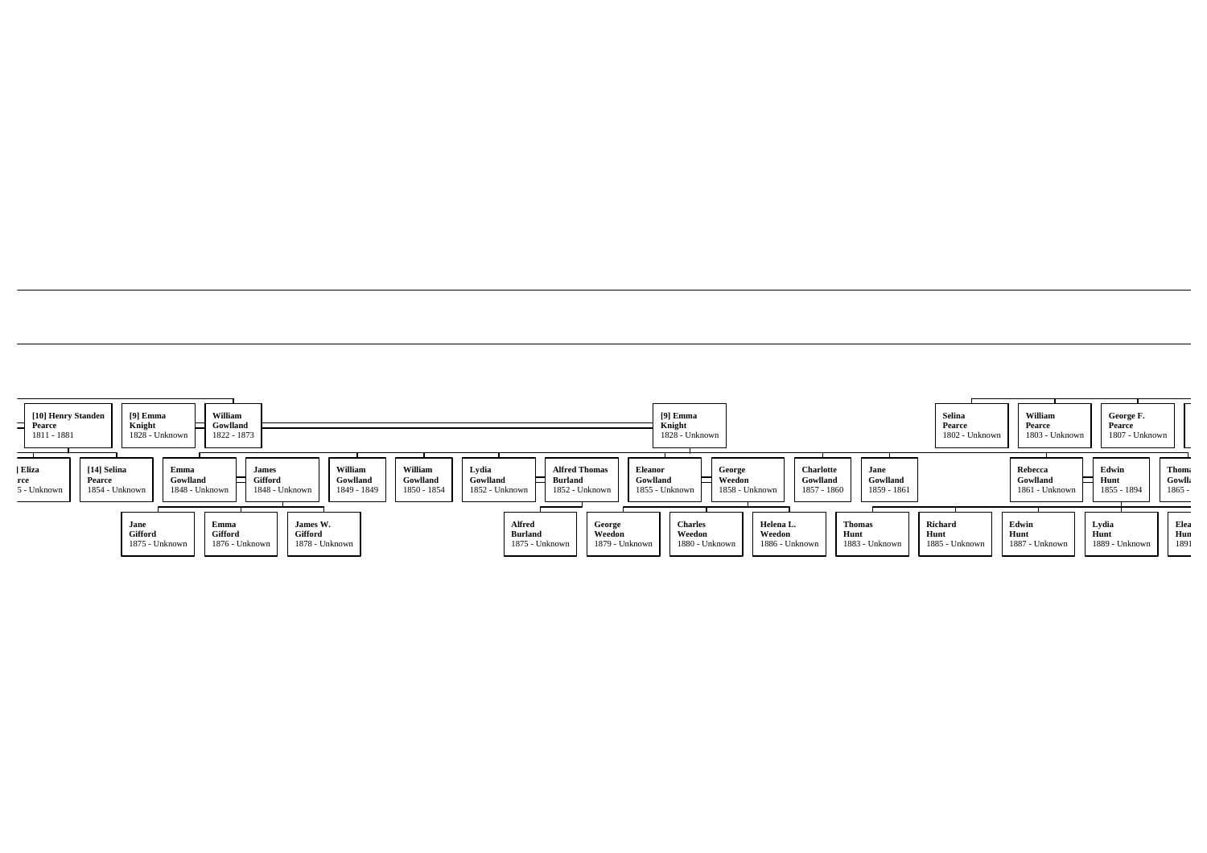[10] Henry Standen Pearce
1811 - 1881

[9] Emma Knight
1828 - Unknown

William Gowlland
1822 - 1873

[9] Emma Knight
1828 - Unknown

Selina Pearce
1802 - Unknown

William Pearce
1803 - Unknown

George F. Pearce
1807 - Unknown

] Eliza
rce
5 - Unknown

[14] Selina Pearce
1854 - Unknown

Emma Gowlland
1848 - Unknown

James Gifford
1848 - Unknown

William Gowlland
1849 - 1849

William Gowlland
1850 - 1854

Lydia Gowlland
1852 - Unknown

Alfred Thomas Burland
1852 - Unknown

Eleanor Gowlland
1855 - Unknown

George Weedon
1858 - Unknown

Charlotte Gowlland
1857 - 1860

Jane Gowlland
1859 - 1861

Rebecca Gowlland
1861 - Unknown

Edwin Hunt
1855 - 1894

Thoma
Gowlla
1865 -

Jane Gifford
1875 - Unknown

Emma Gifford
1876 - Unknown

James W. Gifford
1878 - Unknown

Alfred Burland
1875 - Unknown

George Weedon
1879 - Unknown

Charles Weedon
1880 - Unknown

Helena L. Weedon
1886 - Unknown

Thomas Hunt
1883 - Unknown

Richard Hunt
1885 - Unknown

Edwin Hunt
1887 - Unknown

Lydia Hunt
1889 - Unknown

Elea
Hun
1891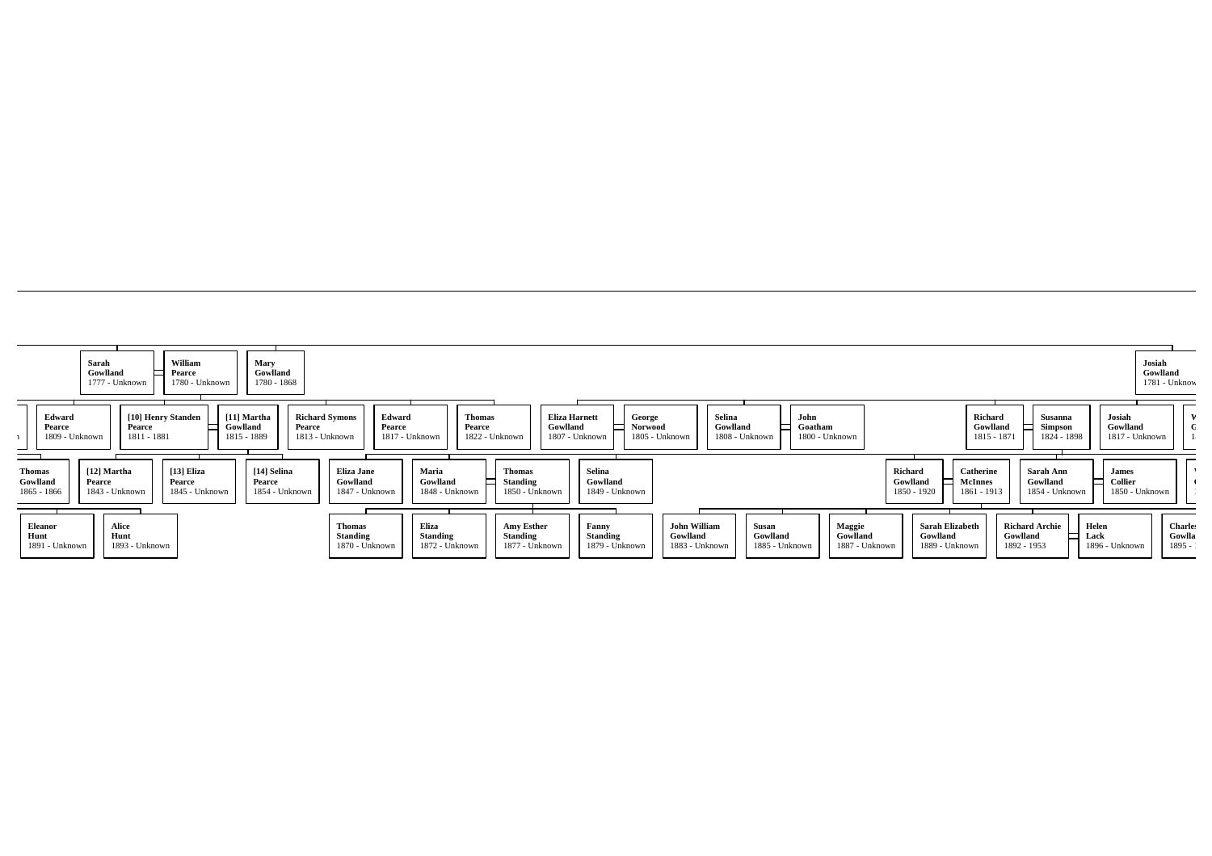Sarah Gowlland
1777 - Unknown

William Pearce
1780 - Unknown

Mary Gowlland
1780 - 1868

Josiah Gowlland
1781 - Unknow

Edward Pearce
1809 - Unknown

[10] Henry Standen Pearce
1811 - 1881

[11] Martha Gowlland
1815 - 1889

Richard Symons Pearce
1813 - Unknown

Edward Pearce
1817 - Unknown

Thomas Pearce
1822 - Unknown

Eliza Harnett Gowlland
1807 - Unknown

George Norwood
1805 - Unknown

Selina Gowlland
1808 - Unknown

John Goatham
1800 - Unknown

Richard Gowlland
1815 - 1871

Susanna Simpson
1824 - 1898

Josiah Gowlland
1817 - Unknown

Thomas Gowlland
1865 - 1866

[12] Martha Pearce
1843 - Unknown

[13] Eliza Pearce
1845 - Unknown

[14] Selina Pearce
1854 - Unknown

Eliza Jane Gowlland
1847 - Unknown

Maria Gowlland
1848 - Unknown

Thomas Standing
1850 - Unknown

Selina Gowlland
1849 - Unknown

Richard Gowlland
1850 - 1920

Catherine McInnes
1861 - 1913

Sarah Ann Gowlland
1854 - Unknown

James Collier
1850 - Unknown

Eleanor Hunt
1891 - Unknown

Alice Hunt
1893 - Unknown

Thomas Standing
1870 - Unknown

Eliza Standing
1872 - Unknown

Amy Esther Standing
1877 - Unknown

Fanny Standing
1879 - Unknown

John William Gowlland
1883 - Unknown

Susan Gowlland
1885 - Unknown

Maggie Gowlland
1887 - Unknown

Sarah Elizabeth Gowlland
1889 - Unknown

Richard Archie Gowlland
1892 - 1953

Helen Lack
1896 - Unknown

Charles Gowlla
1895 -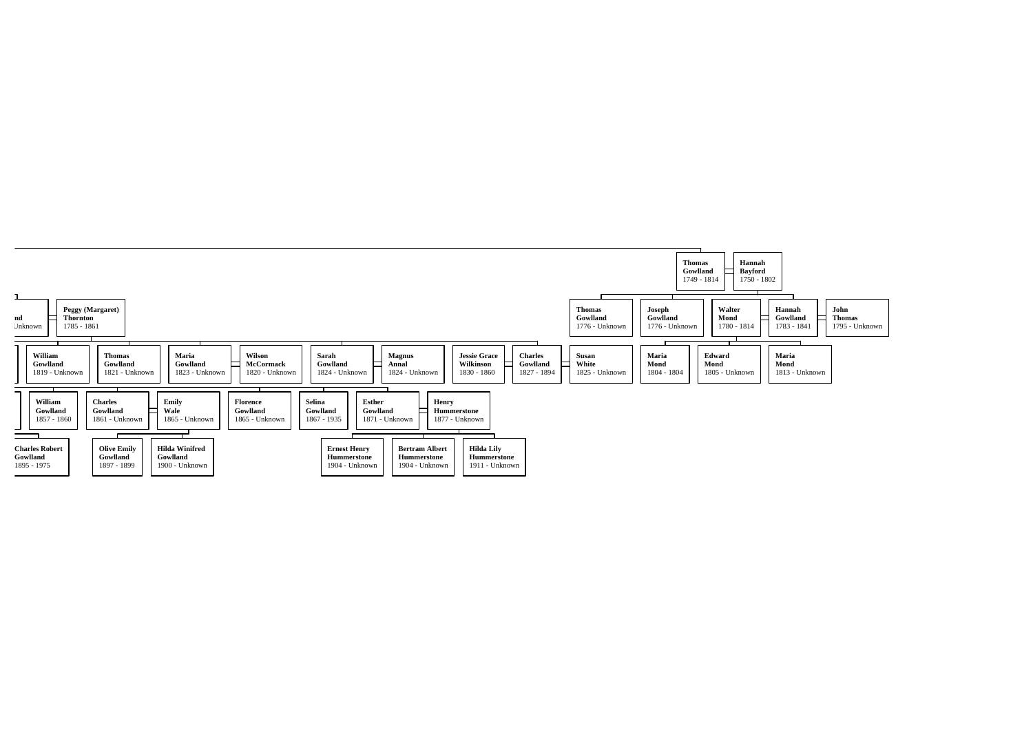Thomas Gowlland
1749 - 1814

Hannah Bayford
1750 - 1802

nd
Unknown

Peggy (Margaret) Thornton
1785 - 1861

Thomas Gowlland
1776 - Unknown

Joseph Gowlland
1776 - Unknown

Walter Mond
1780 - 1814

Hannah Gowlland
1783 - 1841

John Thomas
1795 - Unknown

William Gowlland
1819 - Unknown

Thomas Gowlland
1821 - Unknown

Maria Gowlland
1823 - Unknown

Wilson McCormack
1820 - Unknown

Sarah Gowlland
1824 - Unknown

Magnus Annal
1824 - Unknown

Jessie Grace Wilkinson
1830 - 1860

Charles Gowlland
1827 - 1894

Susan White
1825 - Unknown

Maria Mond
1804 - 1804

Edward Mond
1805 - Unknown

Maria Mond
1813 - Unknown

William Gowlland
1857 - 1860

Charles Gowlland
1861 - Unknown

Emily Wale
1865 - Unknown

Florence Gowlland
1865 - Unknown

Selina Gowlland
1867 - 1935

Esther Gowlland
1871 - Unknown

Henry Hummerstone
1877 - Unknown

Charles Robert Gowlland
1895 - 1975

Olive Emily Gowlland
1897 - 1899

Hilda Winifred Gowlland
1900 - Unknown

Ernest Henry Hummerstone
1904 - Unknown

Bertram Albert Hummerstone
1904 - Unknown

Hilda Lily Hummerstone
1911 - Unknown